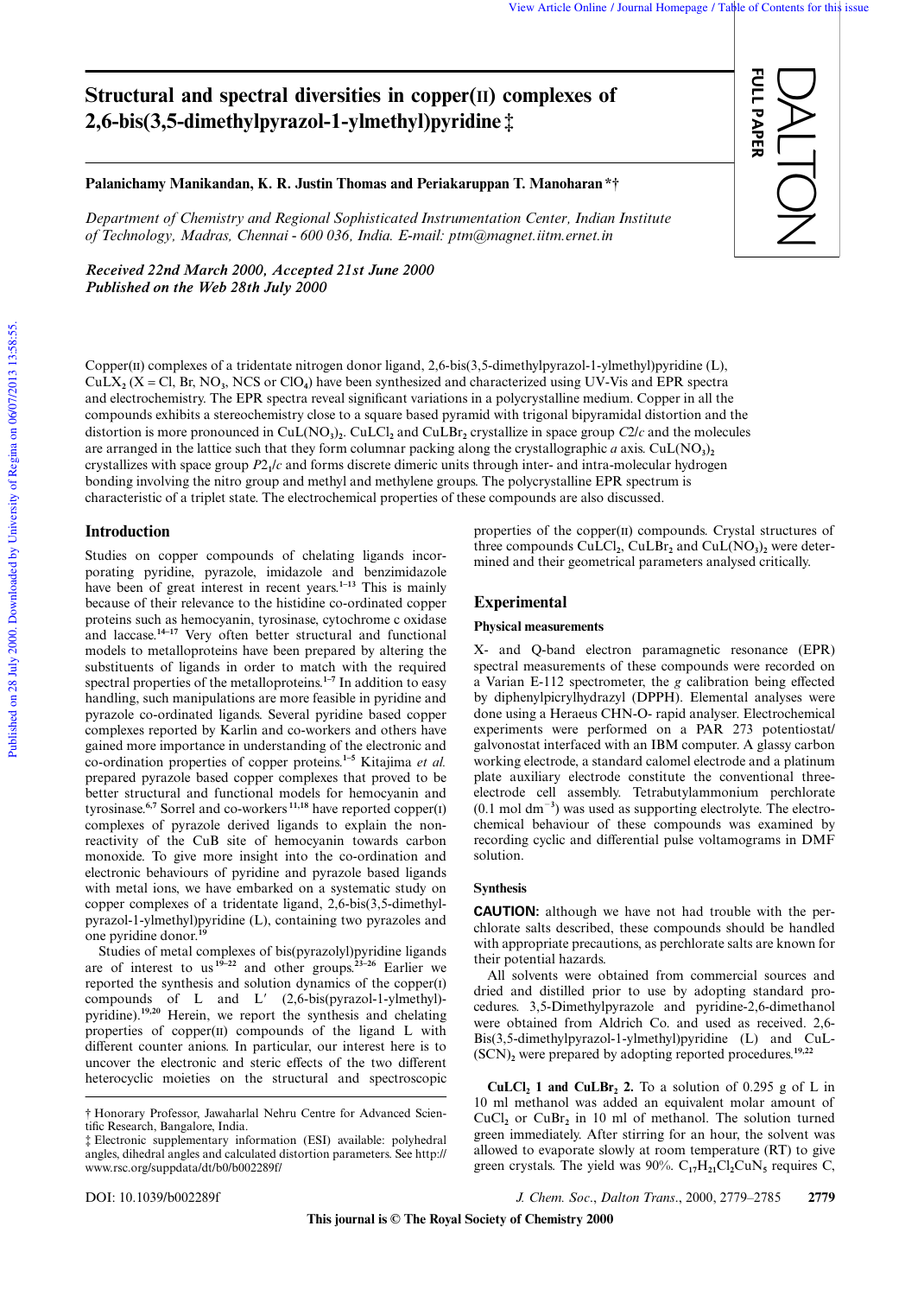# Structural and spectral diversities in copper(II) complexes of 2,6-bis(3,5-dimethylpyrazol-1-ylmethyl)pyridine ‡

**Palanichamy Manikandan, K. R. Justin Thomas and Periakaruppan T. Manoharan \*†**

*Department of Chemistry and Regional Sophisticated Instrumentation Center, Indian Institute of Technology, Madras, Chennai - 600 036, India. E-mail: ptm@magnet.iitm.ernet.in*

***Received 22nd March 2000, Accepted 21st June 2000***
***Published on the Web 28th July 2000***

Copper(II) complexes of a tridentate nitrogen donor ligand, 2,6-bis(3,5-dimethylpyrazol-1-ylmethyl)pyridine (L), $CuLX_2$ (X = Cl, Br, $NO_3$, NCS or $ClO_4$) have been synthesized and characterized using UV-Vis and EPR spectra and electrochemistry. The EPR spectra reveal significant variations in a polycrystalline medium. Copper in all the compounds exhibits a stereochemistry close to a square based pyramid with trigonal bipyramidal distortion and the distortion is more pronounced in $CuL(NO_3)_2$. $CuLCl_2$ and $CuLBr_2$ crystallize in space group $C2/c$ and the molecules are arranged in the lattice such that they form columnar packing along the crystallographic *a* axis. $CuL(NO_3)_2$ crystallizes with space group $P2_1/c$ and forms discrete dimeric units through inter- and intra-molecular hydrogen bonding involving the nitro group and methyl and methylene groups. The polycrystalline EPR spectrum is characteristic of a triplet state. The electrochemical properties of these compounds are also discussed.

## Introduction

Studies on copper compounds of chelating ligands incorporating pyridine, pyrazole, imidazole and benzimidazole have been of great interest in recent years.[1–13] This is mainly because of their relevance to the histidine co-ordinated copper proteins such as hemocyanin, tyrosinase, cytochrome c oxidase and laccase.[14–17] Very often better structural and functional models to metalloproteins have been prepared by altering the substituents of ligands in order to match with the required spectral properties of the metalloproteins.[1–7] In addition to easy handling, such manipulations are more feasible in pyridine and pyrazole co-ordinated ligands. Several pyridine based copper complexes reported by Karlin and co-workers and others have gained more importance in understanding of the electronic and co-ordination properties of copper proteins.[1–5] Kitajima *et al.* prepared pyrazole based copper complexes that proved to be better structural and functional models for hemocyanin and tyrosinase.[6,7] Sorrel and co-workers[11,18] have reported copper(I) complexes of pyrazole derived ligands to explain the non-reactivity of the CuB site of hemocyanin towards carbon monoxide. To give more insight into the co-ordination and electronic behaviours of pyridine and pyrazole based ligands with metal ions, we have embarked on a systematic study on copper complexes of a tridentate ligand, 2,6-bis(3,5-dimethylpyrazol-1-ylmethyl)pyridine (L), containing two pyrazoles and one pyridine donor.[19]

Studies of metal complexes of bis(pyrazolyl)pyridine ligands are of interest to us[19–22] and other groups.[23–26] Earlier we reported the synthesis and solution dynamics of the copper(I) compounds of L and L′ (2,6-bis(pyrazol-1-ylmethyl)pyridine).[19,20] Herein, we report the synthesis and chelating properties of copper(II) compounds of the ligand L with different counter anions. In particular, our interest here is to uncover the electronic and steric effects of the two different heterocyclic moieties on the structural and spectroscopic properties of the copper(II) compounds. Crystal structures of three compounds $CuLCl_2$, $CuLBr_2$ and $CuL(NO_3)_2$ were determined and their geometrical parameters analysed critically.

## Experimental

### Physical measurements

X- and Q-band electron paramagnetic resonance (EPR) spectral measurements of these compounds were recorded on a Varian E-112 spectrometer, the *g* calibration being effected by diphenylpicrylhydrazyl (DPPH). Elemental analyses were done using a Heraeus CHN-O- rapid analyser. Electrochemical experiments were performed on a PAR 273 potentiostat/galvanostat interfaced with an IBM computer. A glassy carbon working electrode, a standard calomel electrode and a platinum plate auxiliary electrode constitute the conventional three-electrode cell assembly. Tetrabutylammonium perchlorate (0.1 mol $dm^{-3}$) was used as supporting electrolyte. The electrochemical behaviour of these compounds was examined by recording cyclic and differential pulse voltammograms in DMF solution.

### Synthesis

**CAUTION:** although we have not had trouble with the perchlorate salts described, these compounds should be handled with appropriate precautions, as perchlorate salts are known for their potential hazards.

All solvents were obtained from commercial sources and dried and distilled prior to use by adopting standard procedures. 3,5-Dimethylpyrazole and pyridine-2,6-dimethanol were obtained from Aldrich Co. and used as received. 2,6-Bis(3,5-dimethylpyrazol-1-ylmethyl)pyridine (L) and $CuL(SCN)_2$ were prepared by adopting reported procedures.[19,22]

**$CuLCl_2$ 1 and $CuLBr_2$ 2.** To a solution of 0.295 g of L in 10 ml methanol was added an equivalent molar amount of $CuCl_2$ or $CuBr_2$ in 10 ml of methanol. The solution turned green immediately. After stirring for an hour, the solvent was allowed to evaporate slowly at room temperature (RT) to give green crystals. The yield was 90%. $C_{17}H_{21}Cl_2CuN_5$ requires C,

† Honorary Professor, Jawaharlal Nehru Centre for Advanced Scientific Research, Bangalore, India.

‡ Electronic supplementary information (ESI) available: polyhedral angles, dihedral angles and calculated distortion parameters. See http://www.rsc.org/suppdata/dt/b0/b002289f/

DOI: 10.1039/b002289f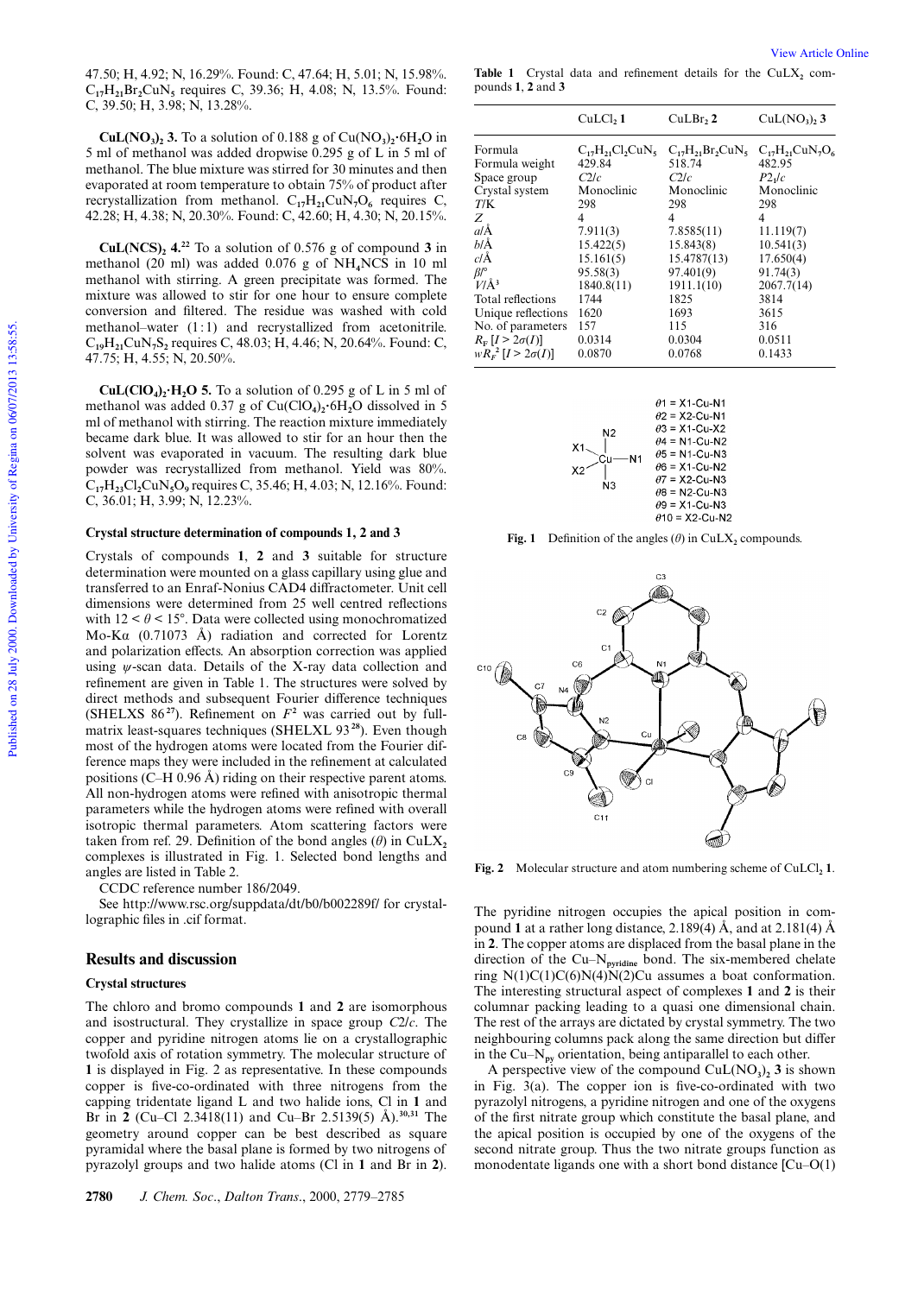47.50; H, 4.92; N, 16.29%. Found: C, 47.64; H, 5.01; N, 15.98%. $C_{17}H_{21}Br_2CuN_5$ requires C, 39.36; H, 4.08; N, 13.5%. Found: C, 39.50; H, 3.98; N, 13.28%.

**$CuL(NO_3)_2$ 3.** To a solution of 0.188 g of $Cu(NO_3)_2 \cdot 6H_2O$ in 5 ml of methanol was added dropwise 0.295 g of L in 5 ml of methanol. The blue mixture was stirred for 30 minutes and then evaporated at room temperature to obtain 75% of product after recrystallization from methanol. $C_{17}H_{21}CuN_7O_6$ requires C, 42.28; H, 4.38; N, 20.30%. Found: C, 42.60; H, 4.30; N, 20.15%.

**$CuL(NCS)_2$ 4.**[22] To a solution of 0.576 g of compound **3** in methanol (20 ml) was added 0.076 g of $NH_4NCS$ in 10 ml methanol with stirring. A green precipitate was formed. The mixture was allowed to stir for one hour to ensure complete conversion and filtered. The residue was washed with cold methanol–water (1 : 1) and recrystallized from acetonitrile. $C_{19}H_{21}CuN_7S_2$ requires C, 48.03; H, 4.46; N, 20.64%. Found: C, 47.75; H, 4.55; N, 20.50%.

**$CuL(ClO_4)_2 \cdot H_2O$ 5.** To a solution of 0.295 g of L in 5 ml of methanol was added 0.37 g of $Cu(ClO_4)_2 \cdot 6H_2O$ dissolved in 5 ml of methanol with stirring. The reaction mixture immediately became dark blue. It was allowed to stir for an hour then the solvent was evaporated in vacuum. The resulting dark blue powder was recrystallized from methanol. Yield was 80%. $C_{17}H_{23}Cl_2CuN_5O_9$ requires C, 35.46; H, 4.03; N, 12.16%. Found: C, 36.01; H, 3.99; N, 12.23%.

### Crystal structure determination of compounds 1, 2 and 3

Crystals of compounds **1**, **2** and **3** suitable for structure determination were mounted on a glass capillary using glue and transferred to an Enraf-Nonius CAD4 diffractometer. Unit cell dimensions were determined from 25 well centred reflections with $12 < \theta < 15°$. Data were collected using monochromatized Mo-Kα (0.71073 Å) radiation and corrected for Lorentz and polarization effects. An absorption correction was applied using $\psi$-scan data. Details of the X-ray data collection and refinement are given in Table 1. The structures were solved by direct methods and subsequent Fourier difference techniques (SHELXS 86[27]). Refinement on $F^2$ was carried out by full-matrix least-squares techniques (SHELXL 93[28]). Even though most of the hydrogen atoms were located from the Fourier difference maps they were included in the refinement at calculated positions (C–H 0.96 Å) riding on their respective parent atoms. All non-hydrogen atoms were refined with anisotropic thermal parameters while the hydrogen atoms were refined with overall isotropic thermal parameters. Atom scattering factors were taken from ref. 29. Definition of the bond angles ($\theta$) in $CuLX_2$ complexes is illustrated in Fig. 1. Selected bond lengths and angles are listed in Table 2.

CCDC reference number 186/2049.

See http://www.rsc.org/suppdata/dt/b0/b002289f/ for crystallographic files in .cif format.

## Results and discussion

### Crystal structures

The chloro and bromo compounds **1** and **2** are isomorphous and isostructural. They crystallize in space group *C*2/*c*. The copper and pyridine nitrogen atoms lie on a crystallographic twofold axis of rotation symmetry. The molecular structure of **1** is displayed in Fig. 2 as representative. In these compounds copper is five-co-ordinated with three nitrogens from the capping tridentate ligand L and two halide ions, Cl in **1** and Br in **2** (Cu–Cl 2.3418(11) and Cu–Br 2.5139(5) Å).[30,31] The geometry around copper can be best described as square pyramidal where the basal plane is formed by two nitrogens of pyrazolyl groups and two halide atoms (Cl in **1** and Br in **2**). The pyridine nitrogen occupies the apical position in compound **1** at a rather long distance, 2.189(4) Å, and at 2.181(4) Å in **2**. The copper atoms are displaced from the basal plane in the direction of the $Cu–N_{pyridine}$ bond. The six-membered chelate ring N(1)C(1)C(6)N(4)N(2)Cu assumes a boat conformation. The interesting structural aspect of complexes **1** and **2** is their columnar packing leading to a quasi one dimensional chain. The rest of the arrays are dictated by crystal symmetry. The two neighbouring columns pack along the same direction but differ in the $Cu–N_{py}$ orientation, being antiparallel to each other.

A perspective view of the compound $CuL(NO_3)_2$ **3** is shown in Fig. 3(a). The copper ion is five-co-ordinated with two pyrazolyl nitrogens, a pyridine nitrogen and one of the oxygens of the first nitrate group which constitute the basal plane, and the apical position is occupied by one of the oxygens of the second nitrate group. Thus the two nitrate groups function as monodentate ligands one with a short bond distance [Cu–O(1)

**Table 1** Crystal data and refinement details for the $CuLX_2$ compounds **1**, **2** and **3**

| | $CuCl_2$ **1** | $CuBr_2$ **2** | $CuL(NO_3)_2$ **3** |
|---|---|---|---|
| Formula | $C_{17}H_{21}Cl_2CuN_5$ | $C_{17}H_{21}Br_2CuN_5$ | $C_{17}H_{21}CuN_7O_6$ |
| Formula weight | 429.84 | 518.74 | 482.95 |
| Space group | *C*2/*c* | *C*2/*c* | *P*2₁/*c* |
| Crystal system | Monoclinic | Monoclinic | Monoclinic |
| *T*/K | 298 | 298 | 298 |
| *Z* | 4 | 4 | 4 |
| *a*/Å | 7.911(3) | 7.8585(11) | 11.119(7) |
| *b*/Å | 15.422(5) | 15.843(8) | 10.541(3) |
| *c*/Å | 15.161(5) | 15.4787(13) | 17.650(4) |
| $\beta$/° | 95.58(3) | 97.401(9) | 91.74(3) |
| *V*/Å³ | 1840.8(11) | 1911.1(10) | 2067.7(14) |
| Total reflections | 1744 | 1825 | 3814 |
| Unique reflections | 1620 | 1693 | 3615 |
| No. of parameters | 157 | 115 | 316 |
| $R_F$ [$I > 2\sigma(I)$] | 0.0314 | 0.0304 | 0.0511 |
| $wR_{F^2}$ [$I > 2\sigma(I)$] | 0.0870 | 0.0768 | 0.1433 |

θ1 = X1-Cu-N1
θ2 = X2-Cu-N1
θ3 = X1-Cu-X2
θ4 = N1-Cu-N2
θ5 = N1-Cu-N3
θ6 = X1-Cu-N2
θ7 = X2-Cu-N3
θ8 = N2-Cu-N3
θ9 = X1-Cu-N3
θ10 = X2-Cu-N2

**Fig. 1** Definition of the angles ($\theta$) in $CuLX_2$ compounds.

**Fig. 2** Molecular structure and atom numbering scheme of $CuCl_2$ **1**.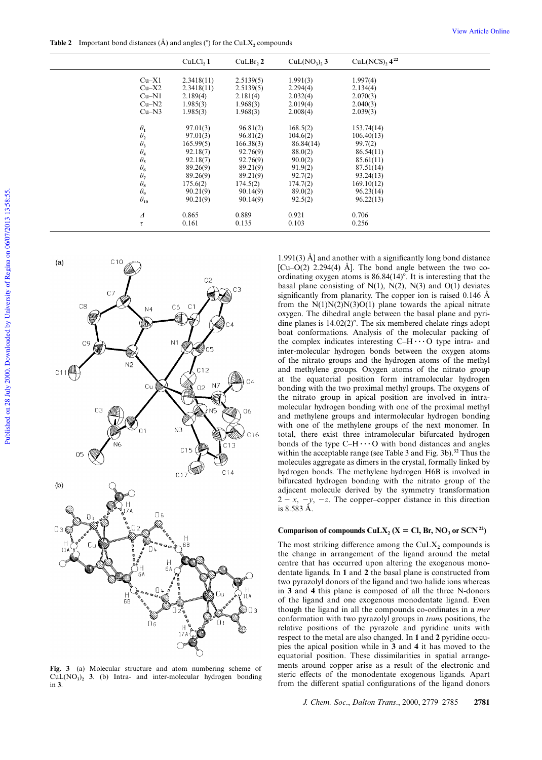**Table 2** Important bond distances (Å) and angles (°) for the $CuLX_2$ compounds

| | $CuLCl_2$ **1** | $CuLBr_2$ **2** | $CuL(NO_3)_2$ **3** | $CuL(NCS)_2$ **4**[22] |
|---|---|---|---|---|
| Cu–X1 | 2.3418(11) | 2.5139(5) | 1.991(3) | 1.997(4) |
| Cu–X2 | 2.3418(11) | 2.5139(5) | 2.294(4) | 2.134(4) |
| Cu–N1 | 2.189(4) | 2.181(4) | 2.032(4) | 2.070(3) |
| Cu–N2 | 1.985(3) | 1.968(3) | 2.019(4) | 2.040(3) |
| Cu–N3 | 1.985(3) | 1.968(3) | 2.008(4) | 2.039(3) |
| $\theta_1$ | 97.01(3) | 96.81(2) | 168.5(2) | 153.74(14) |
| $\theta_2$ | 97.01(3) | 96.81(2) | 104.6(2) | 106.40(13) |
| $\theta_3$ | 165.99(5) | 166.38(3) | 86.84(14) | 99.7(2) |
| $\theta_4$ | 92.18(7) | 92.76(9) | 88.0(2) | 86.54(11) |
| $\theta_5$ | 92.18(7) | 92.76(9) | 90.0(2) | 85.61(11) |
| $\theta_6$ | 89.26(9) | 89.21(9) | 91.9(2) | 87.51(14) |
| $\theta_7$ | 89.26(9) | 89.21(9) | 92.7(2) | 93.24(13) |
| $\theta_8$ | 175.6(2) | 174.5(2) | 174.7(2) | 169.10(12) |
| $\theta_9$ | 90.21(9) | 90.14(9) | 89.0(2) | 96.23(14) |
| $\theta_{10}$ | 90.21(9) | 90.14(9) | 92.5(2) | 96.22(13) |
| $\Delta$ | 0.865 | 0.889 | 0.921 | 0.706 |
| $\tau$ | 0.161 | 0.135 | 0.103 | 0.256 |

**Fig. 3** (a) Molecular structure and atom numbering scheme of $CuL(NO_3)_2$ **3**. (b) Intra- and inter-molecular hydrogen bonding in **3**.

1.991(3) Å] and another with a significantly long bond distance [Cu–O(2) 2.294(4) Å]. The bond angle between the two co-ordinating oxygen atoms is 86.84(14)°. It is interesting that the basal plane consisting of N(1), N(2), N(3) and O(1) deviates significantly from planarity. The copper ion is raised 0.146 Å from the N(1)N(2)N(3)O(1) plane towards the apical nitrate oxygen. The dihedral angle between the basal plane and pyridine planes is 14.02(2)°. The six membered chelate rings adopt boat conformations. Analysis of the molecular packing of the complex indicates interesting C–H···O type intra- and inter-molecular hydrogen bonds between the oxygen atoms of the nitrato groups and the hydrogen atoms of the methyl and methylene groups. Oxygen atoms of the nitrato group at the equatorial position form intramolecular hydrogen bonding with the two proximal methyl groups. The oxygens of the nitrato group in apical position are involved in intramolecular hydrogen bonding with one of the proximal methyl and methylene groups and intermolecular hydrogen bonding with one of the methylene groups of the next monomer. In total, there exist three intramolecular bifurcated hydrogen bonds of the type C–H···O with bond distances and angles within the acceptable range (see Table 3 and Fig. 3b).[32] Thus the molecules aggregate as dimers in the crystal, formally linked by hydrogen bonds. The methylene hydrogen H6B is involved in bifurcated hydrogen bonding with the nitrato group of the adjacent molecule derived by the symmetry transformation $2 - x$, $-y$, $-z$. The copper–copper distance in this direction is 8.583 Å.

### Comparison of compounds $CuLX_2$ (X = Cl, Br, $NO_3$ or SCN[22])

The most striking difference among the $CuLX_2$ compounds is the change in arrangement of the ligand around the metal centre that has occurred upon altering the exogenous monodentate ligands. In **1** and **2** the basal plane is constructed from two pyrazolyl donors of the ligand and two halide ions whereas in **3** and **4** this plane is composed of all the three N-donors of the ligand and one exogenous monodentate ligand. Even though the ligand in all the compounds co-ordinates in a *mer* conformation with two pyrazolyl groups in *trans* positions, the relative positions of the pyrazole and pyridine units with respect to the metal are also changed. In **1** and **2** pyridine occupies the apical position while in **3** and **4** it has moved to the equatorial position. These dissimilarities in spatial arrangements around copper arise as a result of the electronic and steric effects of the monodentate exogenous ligands. Apart from the different spatial configurations of the ligand donors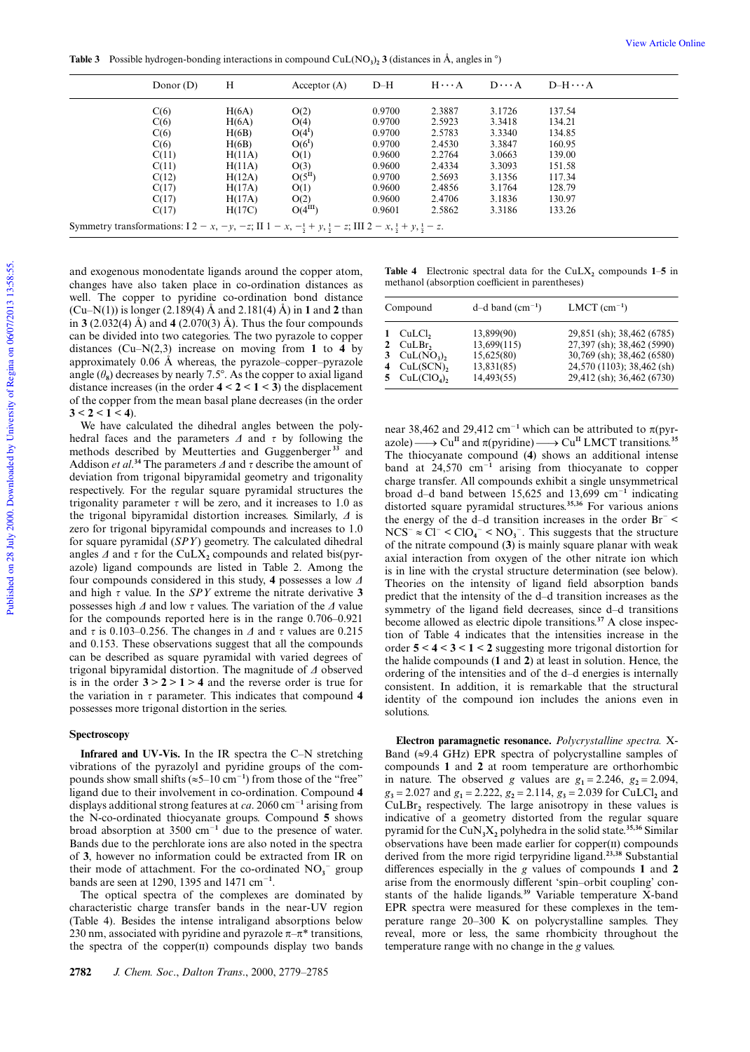**Table 3** Possible hydrogen-bonding interactions in compound $CuL(NO_3)_2$ **3** (distances in Å, angles in °)

| Donor (D) | H | Acceptor (A) | D–H | H···A | D···A | D–H···A |
|---|---|---|---|---|---|---|
| C(6) | H(6A) | O(2) | 0.9700 | 2.3887 | 3.1726 | 137.54 |
| C(6) | H(6A) | O(4) | 0.9700 | 2.5923 | 3.3418 | 134.21 |
| C(6) | H(6B) | $O(4^{I})$ | 0.9700 | 2.5783 | 3.3340 | 134.85 |
| C(6) | H(6B) | $O(6^{I})$ | 0.9700 | 2.4530 | 3.3847 | 160.95 |
| C(11) | H(11A) | O(1) | 0.9600 | 2.2764 | 3.0663 | 139.00 |
| C(11) | H(11A) | O(3) | 0.9600 | 2.4334 | 3.3093 | 151.58 |
| C(12) | H(12A) | $O(5^{II})$ | 0.9700 | 2.5693 | 3.1356 | 117.34 |
| C(17) | H(17A) | O(1) | 0.9600 | 2.4856 | 3.1764 | 128.79 |
| C(17) | H(17A) | O(2) | 0.9600 | 2.4706 | 3.1836 | 130.97 |
| C(17) | H(17C) | $O(4^{III})$ | 0.9601 | 2.5862 | 3.3186 | 133.26 |

Symmetry transformations: I $2 - x, -y, -z$; II $1 - x, -\frac{1}{2} + y, \frac{1}{2} - z$; III $2 - x, \frac{1}{2} + y, \frac{1}{2} - z$.

and exogenous monodentate ligands around the copper atom, changes have also taken place in co-ordination distances as well. The copper to pyridine co-ordination bond distance (Cu–N(1)) is longer (2.189(4) Å and 2.181(4) Å) in **1** and **2** than in **3** (2.032(4) Å) and **4** (2.070(3) Å). Thus the four compounds can be divided into two categories. The two pyrazole to copper distances (Cu–N(2,3) increase on moving from **1** to **4** by approximately 0.06 Å whereas, the pyrazole–copper–pyrazole angle ($\theta_8$) decreases by nearly 7.5°. As the copper to axial ligand distance increases (in the order **4** < **2** < **1** < **3**) the displacement of the copper from the mean basal plane decreases (in the order **3** < **2** < **1** < **4**).

We have calculated the dihedral angles between the polyhedral faces and the parameters $\Delta$ and $\tau$ by following the methods described by Meutterties and Guggenberger[33] and Addison *et al*.[34] The parameters $\Delta$ and $\tau$ describe the amount of deviation from trigonal bipyramidal geometry and trigonality respectively. For the regular square pyramidal structures the trigonality parameter $\tau$ will be zero, and it increases to 1.0 as the trigonal bipyramidal distortion increases. Similarly, $\Delta$ is zero for trigonal bipyramidal compounds and increases to 1.0 for square pyramidal (*SPY*) geometry. The calculated dihedral angles $\Delta$ and $\tau$ for the $CuLX_2$ compounds and related bis(pyrazole) ligand compounds are listed in Table 2. Among the four compounds considered in this study, **4** possesses a low $\Delta$ and high $\tau$ value. In the *SPY* extreme the nitrate derivative **3** possesses high $\Delta$ and low $\tau$ values. The variation of the $\Delta$ value for the compounds reported here is in the range 0.706–0.921 and $\tau$ is 0.103–0.256. The changes in $\Delta$ and $\tau$ values are 0.215 and 0.153. These observations suggest that all the compounds can be described as square pyramidal with varied degrees of trigonal bipyramidal distortion. The magnitude of $\Delta$ observed is in the order **3** > **2** > **1** > **4** and the reverse order is true for the variation in $\tau$ parameter. This indicates that compound **4** possesses more trigonal distortion in the series.

## Spectroscopy

**Infrared and UV-Vis.** In the IR spectra the C–N stretching vibrations of the pyrazolyl and pyridine groups of the compounds show small shifts (≈5–10 $cm^{-1}$) from those of the "free" ligand due to their involvement in co-ordination. Compound **4** displays additional strong features at *ca*. 2060 $cm^{-1}$ arising from the N-co-ordinated thiocyanate groups. Compound **5** shows broad absorption at 3500 $cm^{-1}$ due to the presence of water. Bands due to the perchlorate ions are also noted in the spectra of **3**, however no information could be extracted from IR on their mode of attachment. For the co-ordinated $NO_3^-$ group bands are seen at 1290, 1395 and 1471 $cm^{-1}$.

The optical spectra of the complexes are dominated by characteristic charge transfer bands in the near-UV region (Table 4). Besides the intense intraligand absorptions below 230 nm, associated with pyridine and pyrazole π–π* transitions, the spectra of the copper(II) compounds display two bands near 38,462 and 29,412 $cm^{-1}$ which can be attributed to π(pyrazole) ⟶ $Cu^{II}$ and π(pyridine) ⟶ $Cu^{II}$ LMCT transitions.[35] The thiocyanate compound (**4**) shows an additional intense band at 24,570 $cm^{-1}$ arising from thiocyanate to copper charge transfer. All compounds exhibit a single unsymmetrical broad d–d band between 15,625 and 13,699 $cm^{-1}$ indicating distorted square pyramidal structures.[35,36] For various anions the energy of the d–d transition increases in the order $Br^-$ < $NCS^-$ ≈ $Cl^-$ < $ClO_4^-$ < $NO_3^-$. This suggests that the structure of the nitrate compound (**3**) is mainly square planar with weak axial interaction from oxygen of the other nitrate ion which is in line with the crystal structure determination (see below). Theories on the intensity of ligand field absorption bands predict that the intensity of the d–d transition increases as the symmetry of the ligand field decreases, since d–d transitions become allowed as electric dipole transitions.[37] A close inspection of Table 4 indicates that the intensities increase in the order **5** < **4** < **3** < **1** < **2** suggesting more trigonal distortion for the halide compounds (**1** and **2**) at least in solution. Hence, the ordering of the intensities and of the d–d energies is internally consistent. In addition, it is remarkable that the structural identity of the compound ion includes the anions even in solutions.

**Table 4** Electronic spectral data for the $CuLX_2$ compounds **1**–**5** in methanol (absorption coefficient in parentheses)

| Compound | d–d band ($cm^{-1}$) | LMCT ($cm^{-1}$) |
|---|---|---|
| **1** $CuCl_2$ | 13,899(90) | 29,851 (sh); 38,462 (6785) |
| **2** $CuBr_2$ | 13,699(115) | 27,397 (sh); 38,462 (5990) |
| **3** $Cu(NO_3)_2$ | 15,625(80) | 30,769 (sh); 38,462 (6580) |
| **4** $Cu(SCN)_2$ | 13,831(85) | 24,570 (1103); 38,462 (sh) |
| **5** $Cu(ClO_4)_2$ | 14,493(55) | 29,412 (sh); 36,462 (6730) |

**Electron paramagnetic resonance.** *Polycrystalline spectra.* X-Band (≈9.4 GHz) EPR spectra of polycrystalline samples of compounds **1** and **2** at room temperature are orthorhombic in nature. The observed g values are $g_1 = 2.246$, $g_2 = 2.094$, $g_3 = 2.027$ and $g_1 = 2.222$, $g_2 = 2.114$, $g_3 = 2.039$ for $CuCl_2$ and $CuBr_2$ respectively. The large anisotropy in these values is indicative of a geometry distorted from the regular square pyramid for the $CuN_3X_2$ polyhedra in the solid state.[35,36] Similar observations have been made earlier for copper(II) compounds derived from the more rigid terpyridine ligand.[23,38] Substantial differences especially in the g values of compounds **1** and **2** arise from the enormously different 'spin–orbit coupling' constants of the halide ligands.[39] Variable temperature X-band EPR spectra were measured for these complexes in the temperature range 20–300 K on polycrystalline samples. They reveal, more or less, the same rhombicity throughout the temperature range with no change in the g values.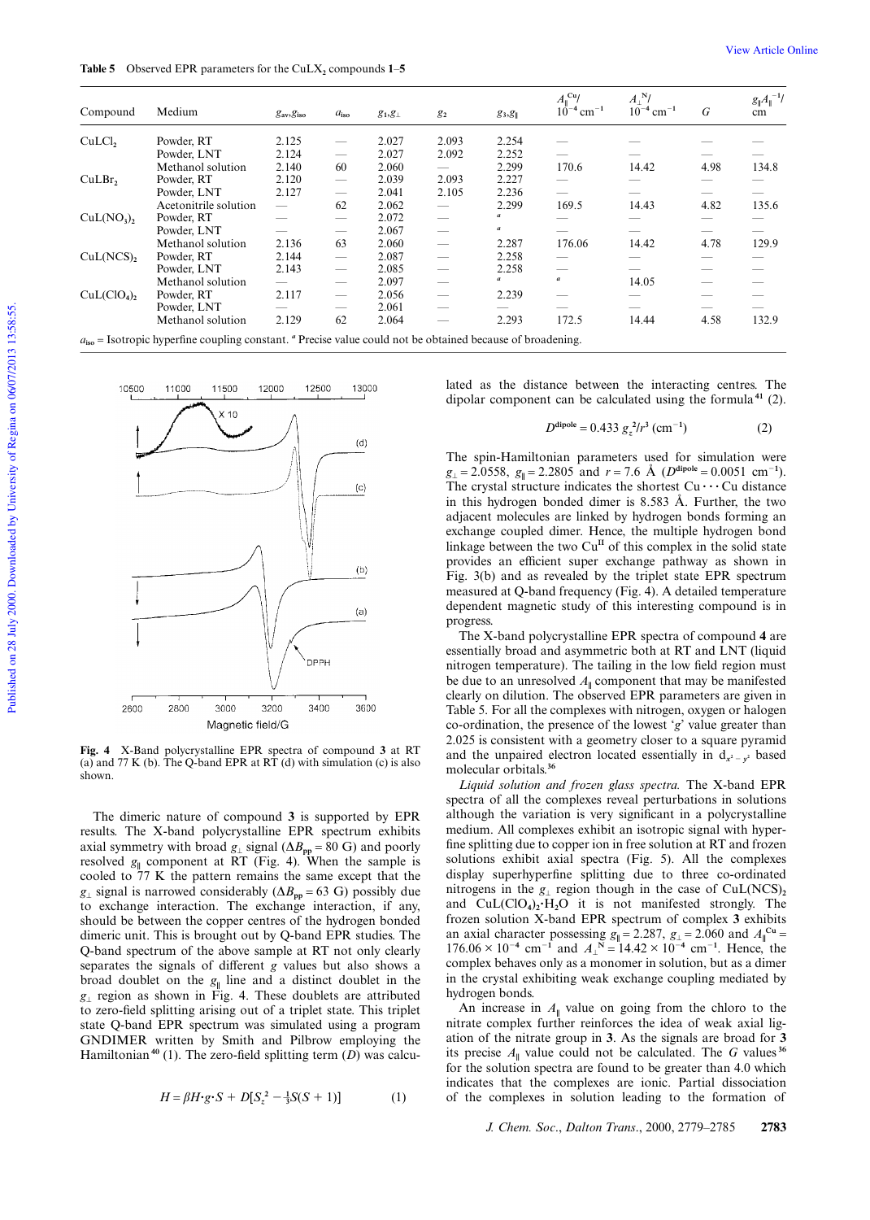**Table 5** Observed EPR parameters for the $CuLX_2$ compounds **1**–**5**

| Compound | Medium | $g_{av}, g_{iso}$ | $a_{iso}$ | $g_1, g_\perp$ | $g_2$ | $g_3, g_\parallel$ | $A_\parallel^{Cu}$/ $10^{-4}$ cm$^{-1}$ | $A_\perp^{N}$/ $10^{-4}$ cm$^{-1}$ | $G$ | $g_\parallel A_\parallel^{-1}$/ cm |
|---|---|---|---|---|---|---|---|---|---|---|
| $CuLCl_2$ | Powder, RT | 2.125 | — | 2.027 | 2.093 | 2.254 | — | — | — | — |
| | Powder, LNT | 2.124 | — | 2.027 | 2.092 | 2.252 | — | — | — | — |
| | Methanol solution | 2.140 | 60 | 2.060 | — | 2.299 | 170.6 | 14.42 | 4.98 | 134.8 |
| $CuLBr_2$ | Powder, RT | 2.120 | — | 2.039 | 2.093 | 2.227 | — | — | — | — |
| | Powder, LNT | 2.127 | — | 2.041 | 2.105 | 2.236 | — | — | — | — |
| | Acetonitrile solution | — | 62 | 2.062 | — | 2.299 | 169.5 | 14.43 | 4.82 | 135.6 |
| $CuL(NO_3)_2$ | Powder, RT | — | — | 2.072 | — | [a] | — | — | — | — |
| | Powder, LNT | — | — | 2.067 | — | [a] | — | — | — | — |
| | Methanol solution | 2.136 | 63 | 2.060 | — | 2.287 | 176.06 | 14.42 | 4.78 | 129.9 |
| $CuL(NCS)_2$ | Powder, RT | 2.144 | — | 2.087 | — | 2.258 | — | — | — | — |
| | Powder, LNT | 2.143 | — | 2.085 | — | 2.258 | — | — | — | — |
| | Methanol solution | — | — | 2.097 | — | [a] | [a] | 14.05 | — | — |
| $CuL(ClO_4)_2$ | Powder, RT | 2.117 | — | 2.056 | — | 2.239 | — | — | — | — |
| | Powder, LNT | — | — | 2.061 | — | — | — | — | — | — |
| | Methanol solution | 2.129 | 62 | 2.064 | — | 2.293 | 172.5 | 14.44 | 4.58 | 132.9 |

$a_{iso}$ = Isotropic hyperfine coupling constant. [a] Precise value could not be obtained because of broadening.

**Fig. 4** X-Band polycrystalline EPR spectra of compound **3** at RT (a) and 77 K (b). The Q-band EPR at RT (d) with simulation (c) is also shown.

The dimeric nature of compound **3** is supported by EPR results. The X-band polycrystalline EPR spectrum exhibits axial symmetry with broad $g_\perp$ signal ($\Delta B_{pp}$ = 80 G) and poorly resolved $g_\parallel$ component at RT (Fig. 4). When the sample is cooled to 77 K the pattern remains the same except that the $g_\perp$ signal is narrowed considerably ($\Delta B_{pp}$ = 63 G) possibly due to exchange interaction. The exchange interaction, if any, should be between the copper centres of the hydrogen bonded dimer unit. This is brought out by Q-band EPR studies. The Q-band spectrum of the above sample at RT not only clearly separates the signals of different $g$ values but also shows a broad doublet on the $g_\parallel$ line and a distinct doublet in the $g_\perp$ region as shown in Fig. 4. These doublets are attributed to zero-field splitting arising out of a triplet state. This triplet state Q-band EPR spectrum was simulated using a program GNDIMER written by Smith and Pilbrow employing the Hamiltonian[40] (1). The zero-field splitting term ($D$) was calculated as the distance between the interacting centres. The dipolar component can be calculated using the formula[41] (2).

$$H = \beta H{\cdot}g{\cdot}S + D[S_z^2 - \tfrac{1}{3}S(S+1)] \qquad (1)$$

$$D^{\text{dipole}} = 0.433\, g_z^2/r^3\ (\text{cm}^{-1}) \qquad (2)$$

The spin-Hamiltonian parameters used for simulation were $g_\perp = 2.0558$, $g_\parallel = 2.2805$ and $r = 7.6$ Å ($D^{\text{dipole}} = 0.0051$ cm$^{-1}$). The crystal structure indicates the shortest Cu···Cu distance in this hydrogen bonded dimer is 8.583 Å. Further, the two adjacent molecules are linked by hydrogen bonds forming an exchange coupled dimer. Hence, the multiple hydrogen bond linkage between the two $Cu^{II}$ of this complex in the solid state provides an efficient super exchange pathway as shown in Fig. 3(b) and as revealed by the triplet state EPR spectrum measured at Q-band frequency (Fig. 4). A detailed temperature dependent magnetic study of this interesting compound is in progress.

The X-band polycrystalline EPR spectra of compound **4** are essentially broad and asymmetric both at RT and LNT (liquid nitrogen temperature). The tailing in the low field region must be due to an unresolved $A_\parallel$ component that may be manifested clearly on dilution. The observed EPR parameters are given in Table 5. For all the complexes with nitrogen, oxygen or halogen co-ordination, the presence of the lowest '$g$' value greater than 2.025 is consistent with a geometry closer to a square pyramid and the unpaired electron located essentially in $d_{x^2-y^2}$ based molecular orbitals.[36]

*Liquid solution and frozen glass spectra.* The X-band EPR spectra of all the complexes reveal perturbations in solutions although the variation is very significant in a polycrystalline medium. All complexes exhibit an isotropic signal with hyperfine splitting due to copper ion in free solution at RT and frozen solutions exhibit axial spectra (Fig. 5). All the complexes display superhyperfine splitting due to three co-ordinated nitrogens in the $g_\perp$ region though in the case of $CuL(NCS)_2$ and $CuL(ClO_4)_2{\cdot}H_2O$ it is not manifested strongly. The frozen solution X-band EPR spectrum of complex **3** exhibits an axial character possessing $g_\parallel = 2.287$, $g_\perp = 2.060$ and $A_\parallel^{Cu} = 176.06 \times 10^{-4}$ cm$^{-1}$ and $A_\perp^{N} = 14.42 \times 10^{-4}$ cm$^{-1}$. Hence, the complex behaves only as a monomer in solution, but as a dimer in the crystal exhibiting weak exchange coupling mediated by hydrogen bonds.

An increase in $A_\parallel$ value on going from the chloro to the nitrate complex further reinforces the idea of weak axial ligation of the nitrate group in **3**. As the signals are broad for **3** its precise $A_\parallel$ value could not be calculated. The $G$ values[36] for the solution spectra are found to be greater than 4.0 which indicates that the complexes are ionic. Partial dissociation of the complexes in solution leading to the formation of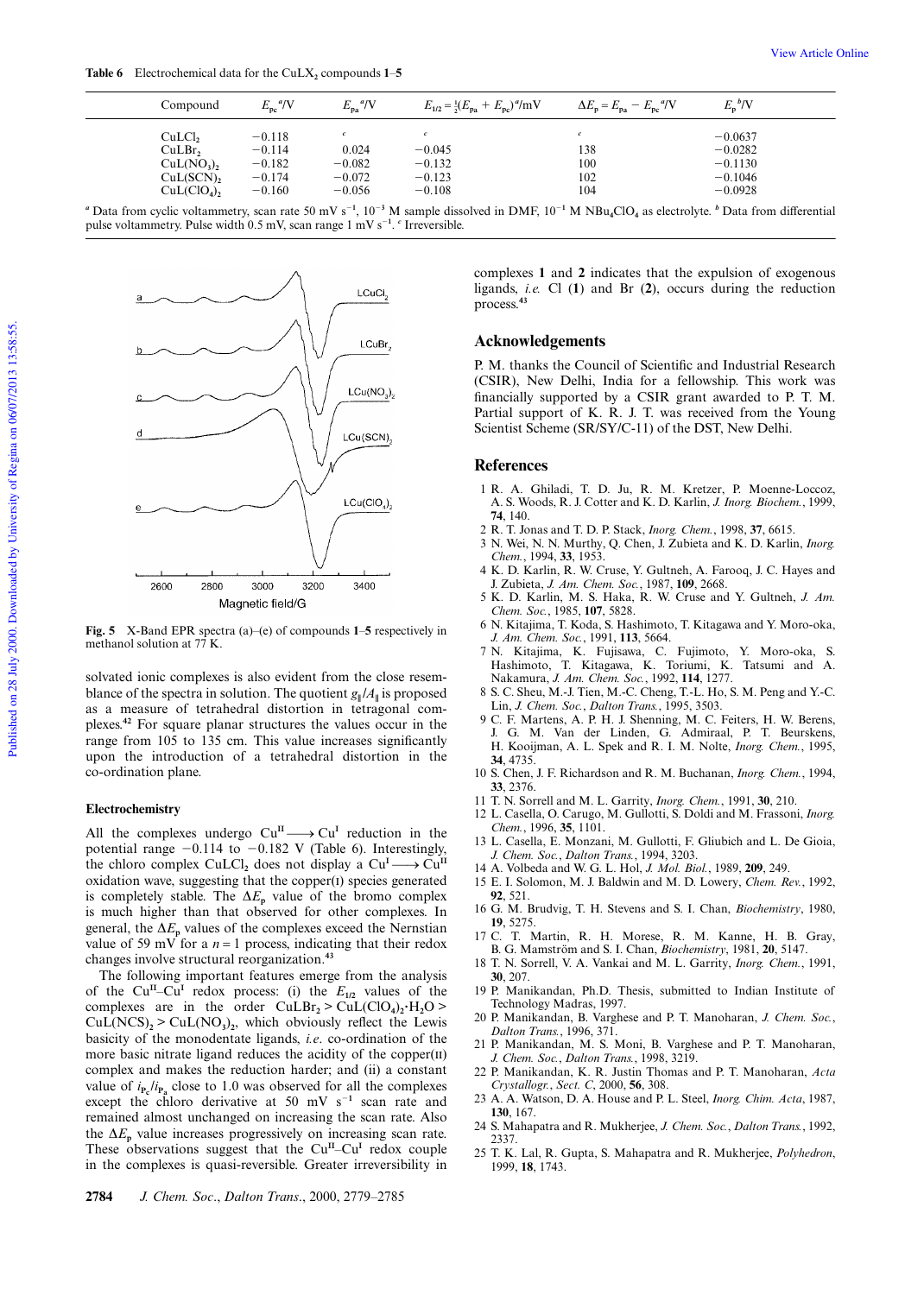**Table 6** Electrochemical data for the $CuLX_2$ compounds **1**–**5**

| Compound | $E_{pc}$ [a]/V | $E_{pa}$ [a]/V | $E_{1/2} = \frac{1}{2}(E_{pa} + E_{pc})$ [a]/mV | $\Delta E_p = E_{pa} - E_{pc}$ [a]/V | $E_p$ [b]/V |
|---|---|---|---|---|---|
| $CuLCl_2$ | −0.118 | [c] | [c] | [c] | −0.0637 |
| $CuLBr_2$ | −0.114 | 0.024 | −0.045 | 138 | −0.0282 |
| $CuL(NO_3)_2$ | −0.182 | −0.082 | −0.132 | 100 | −0.1130 |
| $CuL(SCN)_2$ | −0.174 | −0.072 | −0.123 | 102 | −0.1046 |
| $CuL(ClO_4)_2$ | −0.160 | −0.056 | −0.108 | 104 | −0.0928 |

[a] Data from cyclic voltammetry, scan rate 50 mV $s^{-1}$, $10^{-3}$ M sample dissolved in DMF, $10^{-1}$ M $NBu_4ClO_4$ as electrolyte. [b] Data from differential pulse voltammetry. Pulse width 0.5 mV, scan range 1 mV $s^{-1}$. [c] Irreversible.

**Fig. 5** X-Band EPR spectra (a)–(e) of compounds **1**–**5** respectively in methanol solution at 77 K.

solvated ionic complexes is also evident from the close resemblance of the spectra in solution. The quotient $g_\parallel/A_\parallel$ is proposed as a measure of tetrahedral distortion in tetragonal complexes.[42] For square planar structures the values occur in the range from 105 to 135 cm. This value increases significantly upon the introduction of a tetrahedral distortion in the co-ordination plane.

### Electrochemistry

All the complexes undergo $Cu^{II} \longrightarrow Cu^{I}$ reduction in the potential range −0.114 to −0.182 V (Table 6). Interestingly, the chloro complex $CuLCl_2$ does not display a $Cu^{I} \longrightarrow Cu^{II}$ oxidation wave, suggesting that the copper(I) species generated is completely stable. The $\Delta E_p$ value of the bromo complex is much higher than that observed for other complexes. In general, the $\Delta E_p$ values of the complexes exceed the Nernstian value of 59 mV for a $n = 1$ process, indicating that their redox changes involve structural reorganization.[43]

The following important features emerge from the analysis of the $Cu^{II}$–$Cu^{I}$ redox process: (i) the $E_{1/2}$ values of the complexes are in the order $CuLBr_2 > CuL(ClO_4)_2{\cdot}H_2O > CuL(NCS)_2 > CuL(NO_3)_2$, which obviously reflect the Lewis basicity of the monodentate ligands, *i.e.* co-ordination of the more basic nitrate ligand reduces the acidity of the copper(II) complex and makes the reduction harder; and (ii) a constant value of $i_{p_c}/i_{p_a}$ close to 1.0 was observed for all the complexes except the chloro derivative at 50 mV $s^{-1}$ scan rate and remained almost unchanged on increasing the scan rate. Also the $\Delta E_p$ value increases progressively on increasing scan rate. These observations suggest that the $Cu^{II}$–$Cu^{I}$ redox couple in the complexes is quasi-reversible. Greater irreversibility in complexes **1** and **2** indicates that the expulsion of exogenous ligands, *i.e.* Cl (**1**) and Br (**2**), occurs during the reduction process.[43]

## Acknowledgements

P. M. thanks the Council of Scientific and Industrial Research (CSIR), New Delhi, India for a fellowship. This work was financially supported by a CSIR grant awarded to P. T. M. Partial support of K. R. J. T. was received from the Young Scientist Scheme (SR/SY/C-11) of the DST, New Delhi.

## References

1. R. A. Ghiladi, T. D. Ju, R. M. Kretzer, P. Moenne-Loccoz, A. S. Woods, R. J. Cotter and K. D. Karlin, *J. Inorg. Biochem.*, 1999, **74**, 140.
2. R. T. Jonas and T. D. P. Stack, *Inorg. Chem.*, 1998, **37**, 6615.
3. N. Wei, N. N. Murthy, Q. Chen, J. Zubieta and K. D. Karlin, *Inorg. Chem.*, 1994, **33**, 1953.
4. K. D. Karlin, R. W. Cruse, Y. Gultneh, A. Farooq, J. C. Hayes and J. Zubieta, *J. Am. Chem. Soc.*, 1987, **109**, 2668.
5. K. D. Karlin, M. S. Haka, R. W. Cruse and Y. Gultneh, *J. Am. Chem. Soc.*, 1985, **107**, 5828.
6. N. Kitajima, T. Koda, S. Hashimoto, T. Kitagawa and Y. Moro-oka, *J. Am. Chem. Soc.*, 1991, **113**, 5664.
7. N. Kitajima, K. Fujisawa, C. Fujimoto, Y. Moro-oka, S. Hashimoto, T. Kitagawa, K. Toriumi, K. Tatsumi and A. Nakamura, *J. Am. Chem. Soc.*, 1992, **114**, 1277.
8. S. C. Sheu, M.-J. Tien, M.-C. Cheng, T.-L. Ho, S. M. Peng and Y.-C. Lin, *J. Chem. Soc., Dalton Trans.*, 1995, 3503.
9. C. F. Martens, A. P. H. J. Shenning, M. C. Feiters, H. W. Berens, J. G. M. Van der Linden, G. Admiraal, P. T. Beurskens, H. Kooijman, A. L. Spek and R. J. M. Nolte, *Inorg. Chem.*, 1995, **34**, 4735.
10. S. Chen, J. F. Richardson and R. M. Buchanan, *Inorg. Chem.*, 1994, **33**, 2376.
11. T. N. Sorrell and M. L. Garrity, *Inorg. Chem.*, 1991, **30**, 210.
12. L. Casella, O. Carugo, M. Gullotti, S. Doldi and M. Frassoni, *Inorg. Chem.*, 1996, **35**, 1101.
13. L. Casella, E. Monzani, M. Gullotti, F. Gliubich and L. De Gioia, *J. Chem. Soc., Dalton Trans.*, 1994, 3203.
14. A. Volbeda and W. G. L. Hol, *J. Mol. Biol.*, 1989, **209**, 249.
15. E. I. Solomon, M. J. Baldwin and M. D. Lowery, *Chem. Rev.*, 1992, **92**, 521.
16. G. M. Brudvig, T. H. Stevens and S. I. Chan, *Biochemistry*, 1980, **19**, 5275.
17. C. T. Martin, R. H. Morese, R. M. Kanne, H. B. Gray, B. G. Mamström and S. I. Chan, *Biochemistry*, 1981, **20**, 5147.
18. T. N. Sorrell, V. A. Vankai and M. L. Garrity, *Inorg. Chem.*, 1991, **30**, 207.
19. P. Manikandan, Ph.D. Thesis, submitted to Indian Institute of Technology Madras, 1997.
20. P. Manikandan, B. Varghese and P. T. Manoharan, *J. Chem. Soc., Dalton Trans.*, 1996, 371.
21. P. Manikandan, M. S. Moni, B. Varghese and P. T. Manoharan, *J. Chem. Soc., Dalton Trans.*, 1998, 3219.
22. P. Manikandan, K. R. Justin Thomas and P. T. Manoharan, *Acta Crystallogr., Sect. C*, 2000, **56**, 308.
23. A. A. Watson, D. A. House and P. L. Steel, *Inorg. Chim. Acta*, 1987, **130**, 167.
24. S. Mahapatra and R. Mukherjee, *J. Chem. Soc., Dalton Trans.*, 1992, 2337.
25. T. K. Lal, R. Gupta, S. Mahapatra and R. Mukherjee, *Polyhedron*, 1999, **18**, 1743.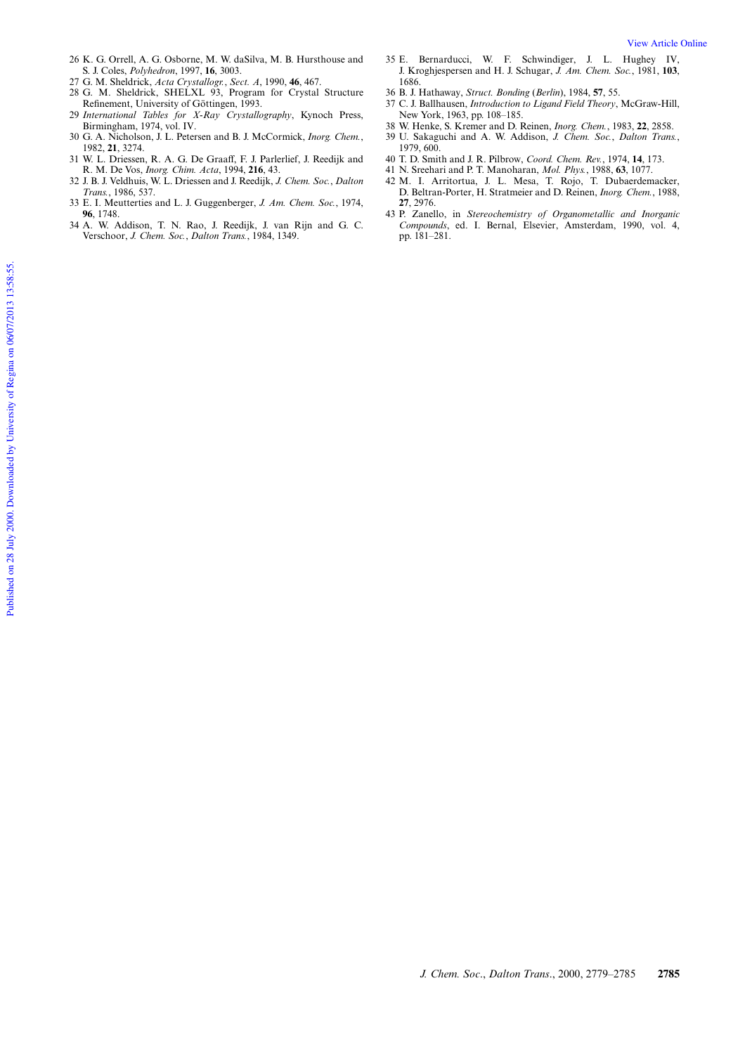26 K. G. Orrell, A. G. Osborne, M. W. daSilva, M. B. Hursthouse and S. J. Coles, *Polyhedron*, 1997, **16**, 3003.
27 G. M. Sheldrick, *Acta Crystallogr., Sect. A*, 1990, **46**, 467.
28 G. M. Sheldrick, SHELXL 93, Program for Crystal Structure Refinement, University of Göttingen, 1993.
29 *International Tables for X-Ray Crystallography*, Kynoch Press, Birmingham, 1974, vol. IV.
30 G. A. Nicholson, J. L. Petersen and B. J. McCormick, *Inorg. Chem.*, 1982, **21**, 3274.
31 W. L. Driessen, R. A. G. De Graaff, F. J. Parlerlief, J. Reedijk and R. M. De Vos, *Inorg. Chim. Acta*, 1994, **216**, 43.
32 J. B. J. Veldhuis, W. L. Driessen and J. Reedijk, *J. Chem. Soc., Dalton Trans.*, 1986, 537.
33 E. I. Meutterties and L. J. Guggenberger, *J. Am. Chem. Soc.*, 1974, **96**, 1748.
34 A. W. Addison, T. N. Rao, J. Reedijk, J. van Rijn and G. C. Verschoor, *J. Chem. Soc., Dalton Trans.*, 1984, 1349.
35 E. Bernarducci, W. F. Schwindiger, J. L. Hughey IV, J. Kroghjespersen and H. J. Schugar, *J. Am. Chem. Soc.*, 1981, **103**, 1686.
36 B. J. Hathaway, *Struct. Bonding* (*Berlin*), 1984, **57**, 55.
37 C. J. Ballhausen, *Introduction to Ligand Field Theory*, McGraw-Hill, New York, 1963, pp. 108–185.
38 W. Henke, S. Kremer and D. Reinen, *Inorg. Chem.*, 1983, **22**, 2858.
39 U. Sakaguchi and A. W. Addison, *J. Chem. Soc., Dalton Trans.*, 1979, 600.
40 T. D. Smith and J. R. Pilbrow, *Coord. Chem. Rev.*, 1974, **14**, 173.
41 N. Sreehari and P. T. Manoharan, *Mol. Phys.*, 1988, **63**, 1077.
42 M. I. Arritortua, J. L. Mesa, T. Rojo, T. Dubaerdemacker, D. Beltran-Porter, H. Stratmeier and D. Reinen, *Inorg. Chem.*, 1988, **27**, 2976.
43 P. Zanello, in *Stereochemistry of Organometallic and Inorganic Compounds*, ed. I. Bernal, Elsevier, Amsterdam, 1990, vol. 4, pp. 181–281.